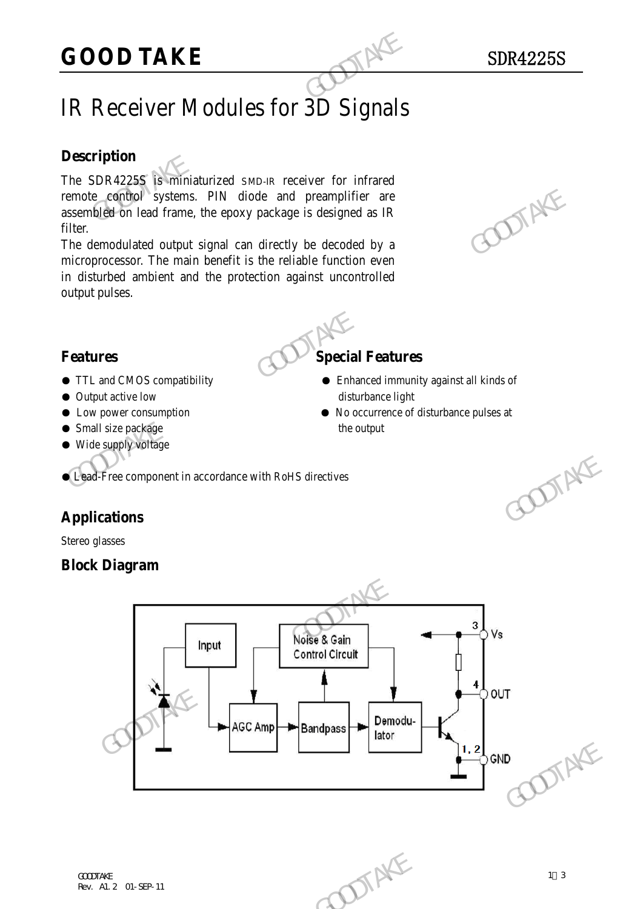**GOOD TAKE** SDR4225S

# IR Receiver Modules for 3D Signals

## Description

The SDR4225S is miniaturized SMD-IR receiver for infrared remote control systems. PIN diode and preamplifier are assembled on lead frame, the epoxy package is designed as IR filter.

The demodulated output signal can directly be decoded by a microprocessor. The main benefit is the reliable function even in disturbed ambient and the protection against uncontrolled output pulses.

## Features

- TTL and CMOS compatibility
- Output active low
- Low power consumption
- Small size package
- Wide supply voltage
- Lead-Free component in accordance with RoHS directives

## Special Features

- Enhanced immunity against all kinds of disturbance light
- No occurrence of disturbance pulses at the output

## Applications

Stereo glasses

## Block Diagram

Input → AGC Amp → Bandpass → Demodulator; Noise & Gain Control Circuit

3 Vs
4 OUT
1, 2 GND

Rev. A1.2 01-SEP-11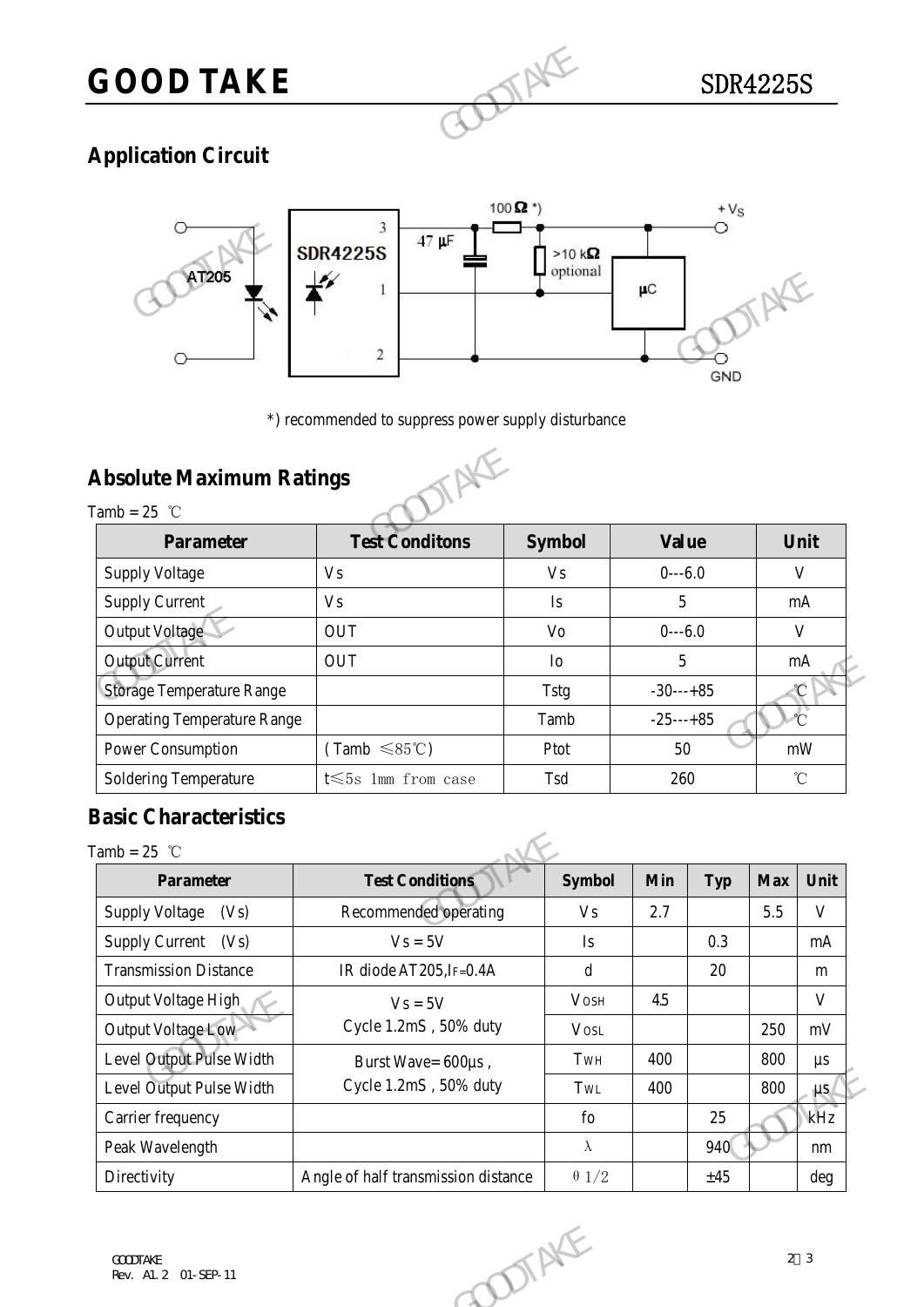## Application Circuit

*) recommended to suppress power supply disturbance

## Absolute Maximum Ratings

Tamb = 25 ℃

| Parameter | Test Conditons | Symbol | Value | Unit |
|---|---|---|---|---|
| Supply Voltage | Vs | Vs | 0---6.0 | V |
| Supply Current | Vs | Is | 5 | mA |
| Output Voltage | OUT | Vo | 0---6.0 | V |
| Output Current | OUT | Io | 5 | mA |
| Storage Temperature Range | | Tstg | -30---+85 | ℃ |
| Operating Temperature Range | | Tamb | -25---+85 | ℃ |
| Power Consumption | (Tamb ≤85℃) | Ptot | 50 | mW |
| Soldering Temperature | t≤5s 1mm from case | Tsd | 260 | ℃ |

## Basic Characteristics

Tamb = 25 ℃

| Parameter | Test Conditions | Symbol | Min | Typ | Max | Unit |
|---|---|---|---|---|---|---|
| Supply Voltage (Vs) | Recommended operating | Vs | 2.7 | | 5.5 | V |
| Supply Current (Vs) | Vs = 5V | Is | | 0.3 | | mA |
| Transmission Distance | IR diode AT205, $I_F$=0.4A | d | | 20 | | m |
| Output Voltage High | Vs = 5V Cycle 1.2mS, 50% duty | $V_{OSH}$ | 4.5 | | | V |
| Output Voltage Low | | $V_{OSL}$ | | | 250 | mV |
| Level Output Pulse Width | Burst Wave= 600μs, Cycle 1.2mS, 50% duty | $T_{WH}$ | 400 | | 800 | μs |
| Level Output Pulse Width | | $T_{WL}$ | 400 | | 800 | μs |
| Carrier frequency | | fo | | 25 | | kHz |
| Peak Wavelength | | λ | | 940 | | nm |
| Directivity | Angle of half transmission distance | $\theta 1/2$ | | ±45 | | deg |

GOODTAKE
Rev. A1.2 01-SEP-11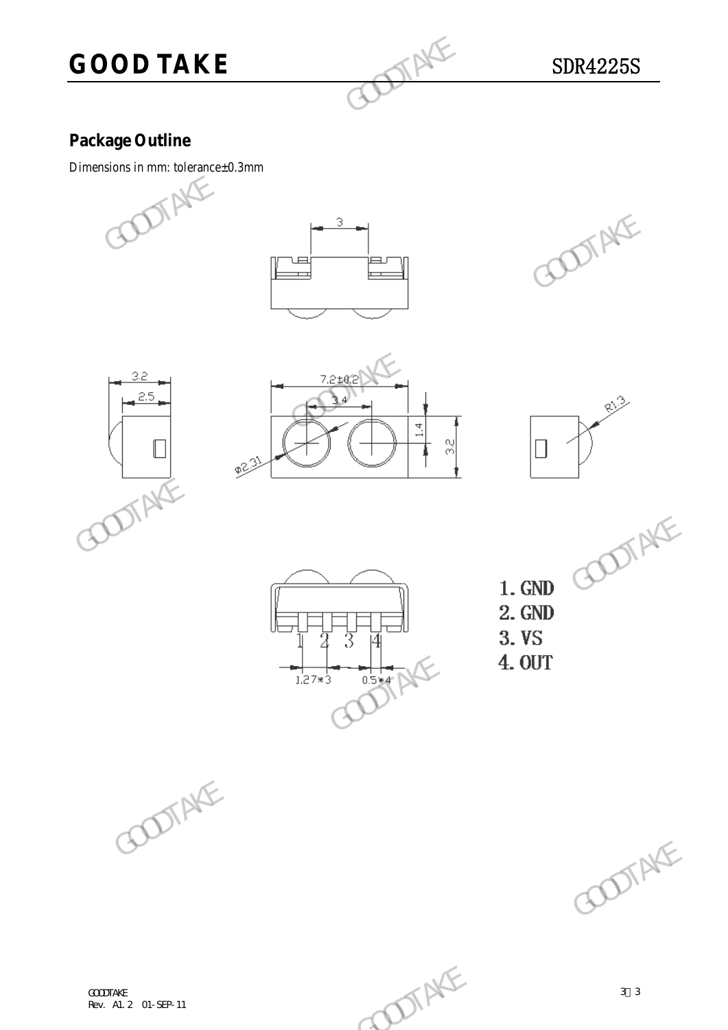## Package Outline

Dimensions in mm: tolerance±0.3mm

3

3.2
2.5

7.2±0.2
3.4
1.4
3.2
Φ2.31

R1.3

1 2 3 4
1.27*3
0.5*4

1. GND
2. GND
3. VS
4. OUT

GOODTAKE
Rev. A1.2 01-SEP-11